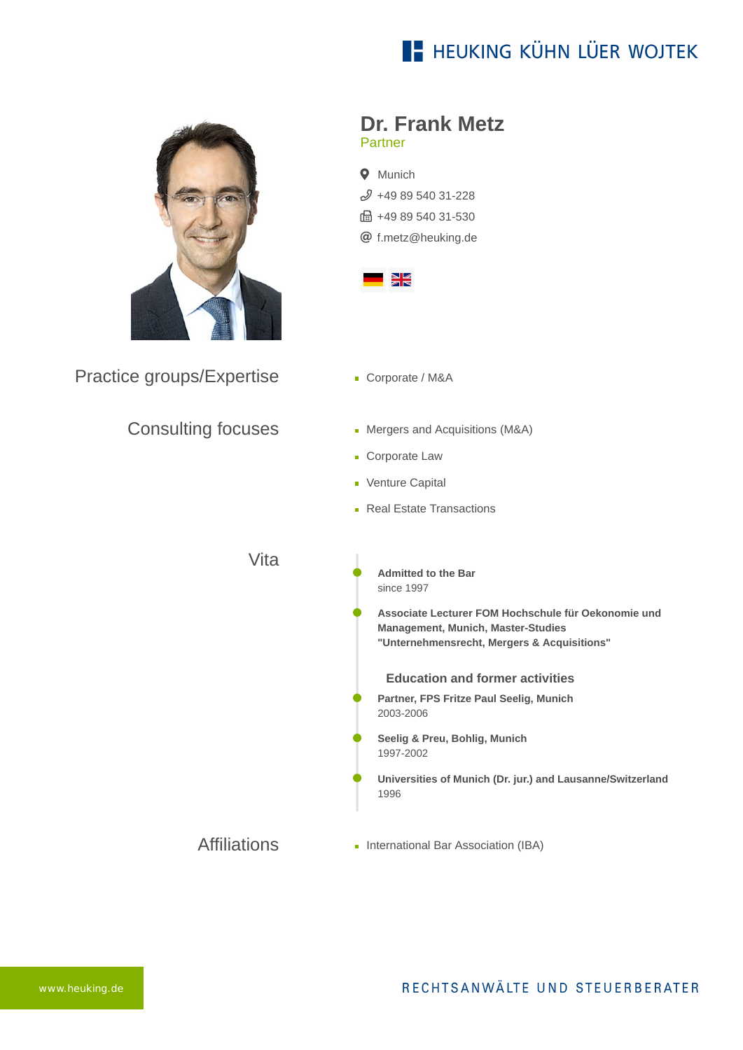HEUKING KÜHN LÜER WOJTEK

# Dr. Frank Metz

Partner

- Munich
- +49 89 540 31-228
- +49 89 540 31-530
- f.metz@heuking.de

## Practice groups/Expertise

- Corporate / M&A

## Consulting focuses

- Mergers and Acquisitions (M&A)
- Corporate Law
- Venture Capital
- Real Estate Transactions

## Vita

**Admitted to the Bar**
since 1997

**Associate Lecturer FOM Hochschule für Oekonomie und Management, Munich, Master-Studies "Unternehmensrecht, Mergers & Acquisitions"**

### Education and former activities

**Partner, FPS Fritze Paul Seelig, Munich**
2003-2006

**Seelig & Preu, Bohlig, Munich**
1997-2002

**Universities of Munich (Dr. jur.) and Lausanne/Switzerland**
1996

## Affiliations

- International Bar Association (IBA)

www.heuking.de

RECHTSANWÄLTE UND STEUERBERATER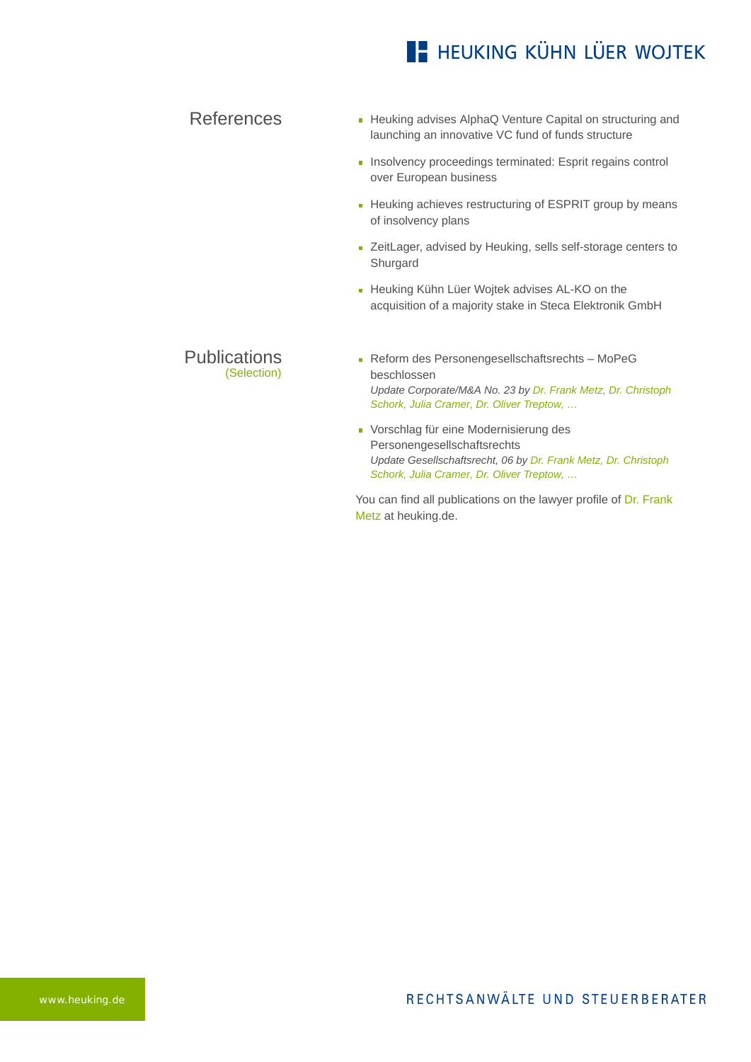## References

- Heuking advises AlphaQ Venture Capital on structuring and launching an innovative VC fund of funds structure
- Insolvency proceedings terminated: Esprit regains control over European business
- Heuking achieves restructuring of ESPRIT group by means of insolvency plans
- ZeitLager, advised by Heuking, sells self-storage centers to Shurgard
- Heuking Kühn Lüer Wojtek advises AL-KO on the acquisition of a majority stake in Steca Elektronik GmbH

## Publications
(Selection)

- Reform des Personengesellschaftsrechts – MoPeG beschlossen
  *Update Corporate/M&A No. 23 by Dr. Frank Metz, Dr. Christoph Schork, Julia Cramer, Dr. Oliver Treptow, …*
- Vorschlag für eine Modernisierung des Personengesellschaftsrechts
  *Update Gesellschaftsrecht, 06 by Dr. Frank Metz, Dr. Christoph Schork, Julia Cramer, Dr. Oliver Treptow, …*

You can find all publications on the lawyer profile of Dr. Frank Metz at heuking.de.